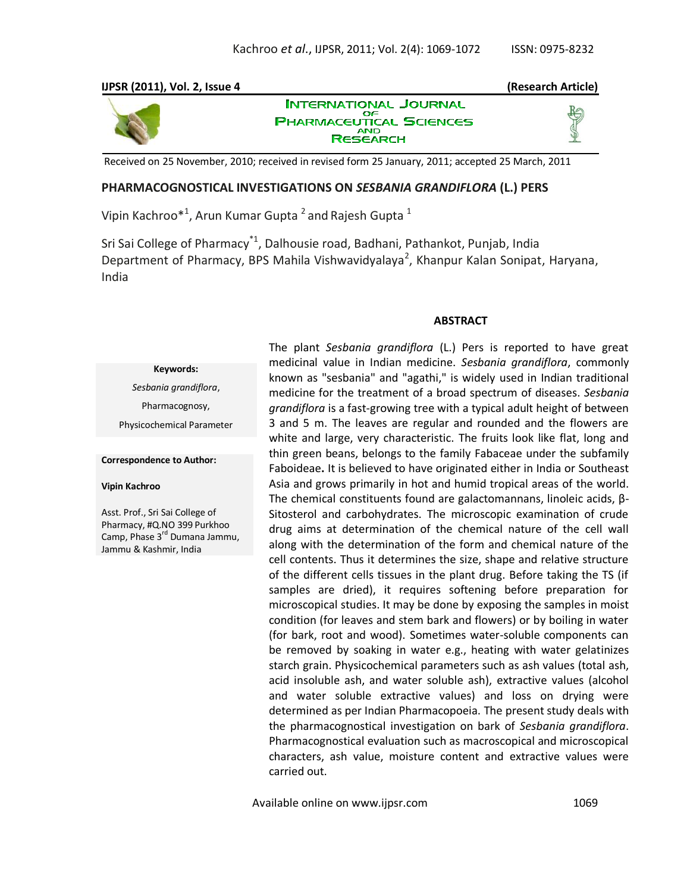Received on 25 November, 2010; received in revised form 25 January, 2011; accepted 25 March, 2011

# PHARMACOGNOSTICAL INVESTIGATIONS ON *SESBANIA GRANDIFLORA* (L.) PERS

Vipin Kachroo*[1], Arun Kumar Gupta [2] and Rajesh Gupta [1]

Sri Sai College of Pharmacy*[1], Dalhousie road, Badhani, Pathankot, Punjab, India
Department of Pharmacy, BPS Mahila Vishwavidyalaya[2], Khanpur Kalan Sonipat, Haryana, India

**Keywords:**

*Sesbania grandiflora*,
Pharmacognosy,
Physicochemical Parameter

**Correspondence to Author:**

**Vipin Kachroo**

Asst. Prof., Sri Sai College of Pharmacy, #Q.NO 399 Purkhoo Camp, Phase 3[rd] Dumana Jammu, Jammu & Kashmir, India

## ABSTRACT

The plant *Sesbania grandiflora* (L.) Pers is reported to have great medicinal value in Indian medicine. *Sesbania grandiflora*, commonly known as "sesbania" and "agathi," is widely used in Indian traditional medicine for the treatment of a broad spectrum of diseases. *Sesbania grandiflora* is a fast-growing tree with a typical adult height of between 3 and 5 m. The leaves are regular and rounded and the flowers are white and large, very characteristic. The fruits look like flat, long and thin green beans, belongs to the family Fabaceae under the subfamily Faboideae**.** It is believed to have originated either in India or Southeast Asia and grows primarily in hot and humid tropical areas of the world. The chemical constituents found are galactomannans, linoleic acids, β-Sitosterol and carbohydrates. The microscopic examination of crude drug aims at determination of the chemical nature of the cell wall along with the determination of the form and chemical nature of the cell contents. Thus it determines the size, shape and relative structure of the different cells tissues in the plant drug. Before taking the TS (if samples are dried), it requires softening before preparation for microscopical studies. It may be done by exposing the samples in moist condition (for leaves and stem bark and flowers) or by boiling in water (for bark, root and wood). Sometimes water-soluble components can be removed by soaking in water e.g., heating with water gelatinizes starch grain. Physicochemical parameters such as ash values (total ash, acid insoluble ash, and water soluble ash), extractive values (alcohol and water soluble extractive values) and loss on drying were determined as per Indian Pharmacopoeia. The present study deals with the pharmacognostical investigation on bark of *Sesbania grandiflora*. Pharmacognostical evaluation such as macroscopical and microscopical characters, ash value, moisture content and extractive values were carried out.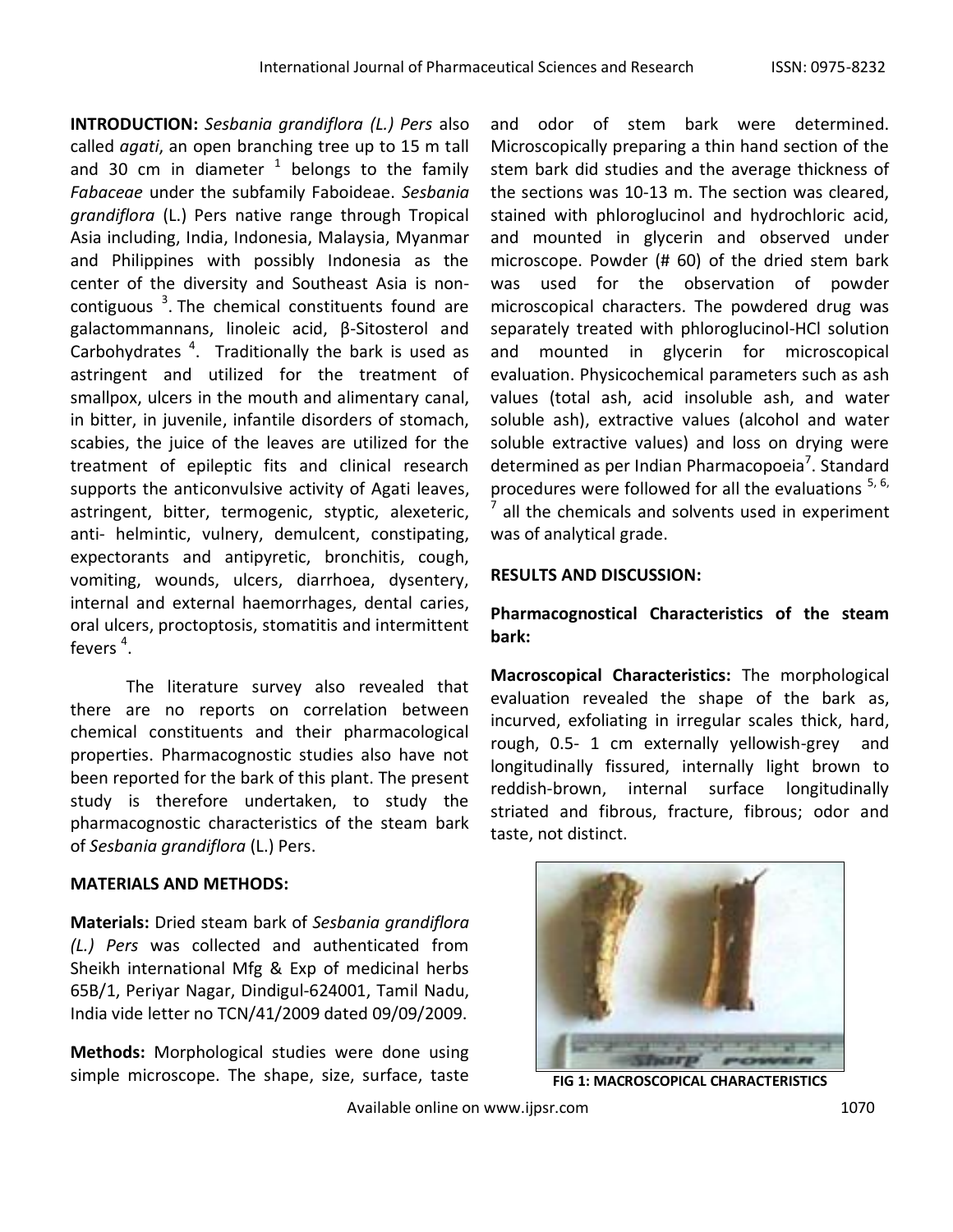**INTRODUCTION:** *Sesbania grandiflora (L.) Pers* also called *agati*, an open branching tree up to 15 m tall and 30 cm in diameter [1] belongs to the family *Fabaceae* under the subfamily Faboideae. *Sesbania grandiflora* (L.) Pers native range through Tropical Asia including, India, Indonesia, Malaysia, Myanmar and Philippines with possibly Indonesia as the center of the diversity and Southeast Asia is non-contiguous [3]. The chemical constituents found are galactommannans, linoleic acid, β-Sitosterol and Carbohydrates [4]. Traditionally the bark is used as astringent and utilized for the treatment of smallpox, ulcers in the mouth and alimentary canal, in bitter, in juvenile, infantile disorders of stomach, scabies, the juice of the leaves are utilized for the treatment of epileptic fits and clinical research supports the anticonvulsive activity of Agati leaves, astringent, bitter, termogenic, styptic, alexeteric, anti- helmintic, vulnery, demulcent, constipating, expectorants and antipyretic, bronchitis, cough, vomiting, wounds, ulcers, diarrhoea, dysentery, internal and external haemorrhages, dental caries, oral ulcers, proctoptosis, stomatitis and intermittent fevers [4].

The literature survey also revealed that there are no reports on correlation between chemical constituents and their pharmacological properties. Pharmacognostic studies also have not been reported for the bark of this plant. The present study is therefore undertaken, to study the pharmacognostic characteristics of the steam bark of *Sesbania grandiflora* (L.) Pers.

**MATERIALS AND METHODS:**

**Materials:** Dried steam bark of *Sesbania grandiflora (L.) Pers* was collected and authenticated from Sheikh international Mfg & Exp of medicinal herbs 65B/1, Periyar Nagar, Dindigul-624001, Tamil Nadu, India vide letter no TCN/41/2009 dated 09/09/2009.

**Methods:** Morphological studies were done using simple microscope. The shape, size, surface, taste and odor of stem bark were determined. Microscopically preparing a thin hand section of the stem bark did studies and the average thickness of the sections was 10-13 m. The section was cleared, stained with phloroglucinol and hydrochloric acid, and mounted in glycerin and observed under microscope. Powder (# 60) of the dried stem bark was used for the observation of powder microscopical characters. The powdered drug was separately treated with phloroglucinol-HCl solution and mounted in glycerin for microscopical evaluation. Physicochemical parameters such as ash values (total ash, acid insoluble ash, and water soluble ash), extractive values (alcohol and water soluble extractive values) and loss on drying were determined as per Indian Pharmacopoeia[7]. Standard procedures were followed for all the evaluations [5, 6, 7] all the chemicals and solvents used in experiment was of analytical grade.

**RESULTS AND DISCUSSION:**

**Pharmacognostical Characteristics of the steam bark:**

**Macroscopical Characteristics:** The morphological evaluation revealed the shape of the bark as, incurved, exfoliating in irregular scales thick, hard, rough, 0.5- 1 cm externally yellowish-grey and longitudinally fissured, internally light brown to reddish-brown, internal surface longitudinally striated and fibrous, fracture, fibrous; odor and taste, not distinct.

**FIG 1: MACROSCOPICAL CHARACTERISTICS**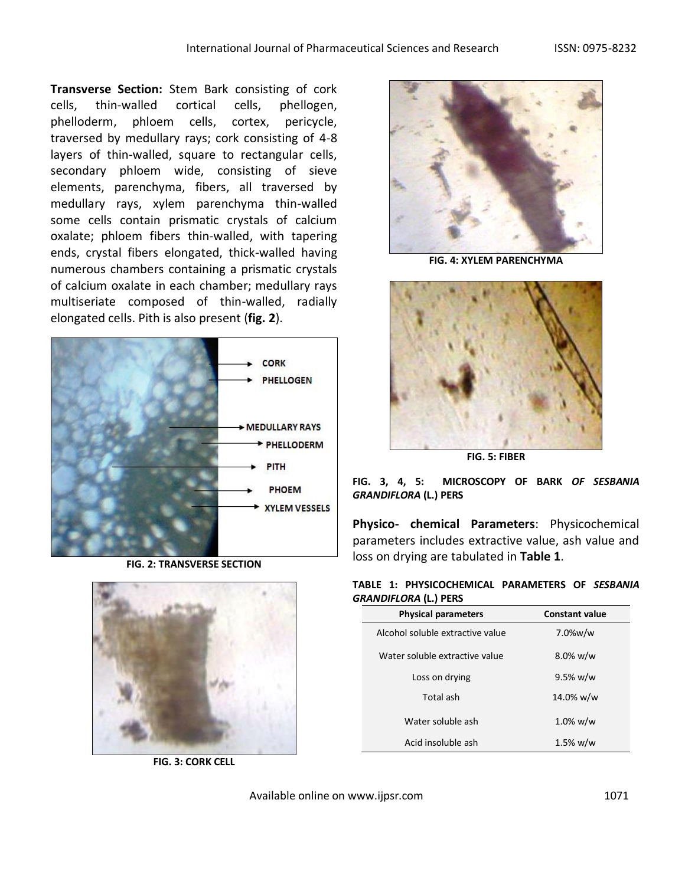**Transverse Section:** Stem Bark consisting of cork cells, thin-walled cortical cells, phellogen, phelloderm, phloem cells, cortex, pericycle, traversed by medullary rays; cork consisting of 4-8 layers of thin-walled, square to rectangular cells, secondary phloem wide, consisting of sieve elements, parenchyma, fibers, all traversed by medullary rays, xylem parenchyma thin-walled some cells contain prismatic crystals of calcium oxalate; phloem fibers thin-walled, with tapering ends, crystal fibers elongated, thick-walled having numerous chambers containing a prismatic crystals of calcium oxalate in each chamber; medullary rays multiseriate composed of thin-walled, radially elongated cells. Pith is also present (**fig. 2**).

**FIG. 2: TRANSVERSE SECTION**

**FIG. 3: CORK CELL**

**FIG. 4: XYLEM PARENCHYMA**

**FIG. 5: FIBER**

**FIG. 3, 4, 5: MICROSCOPY OF BARK *OF SESBANIA GRANDIFLORA* (L.) PERS**

**Physico- chemical Parameters**: Physicochemical parameters includes extractive value, ash value and loss on drying are tabulated in **Table 1**.

**TABLE 1: PHYSICOCHEMICAL PARAMETERS OF *SESBANIA GRANDIFLORA* (L.) PERS**

| Physical parameters | Constant value |
|---|---|
| Alcohol soluble extractive value | 7.0%w/w |
| Water soluble extractive value | 8.0% w/w |
| Loss on drying | 9.5% w/w |
| Total ash | 14.0% w/w |
| Water soluble ash | 1.0% w/w |
| Acid insoluble ash | 1.5% w/w |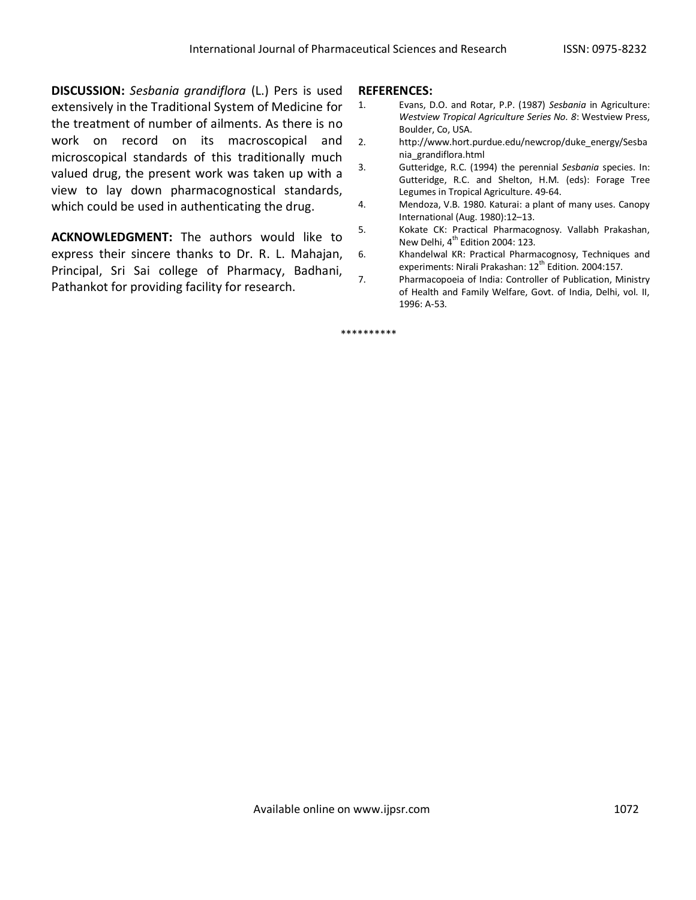**DISCUSSION:** *Sesbania grandiflora* (L.) Pers is used extensively in the Traditional System of Medicine for the treatment of number of ailments. As there is no work on record on its macroscopical and microscopical standards of this traditionally much valued drug, the present work was taken up with a view to lay down pharmacognostical standards, which could be used in authenticating the drug.

**ACKNOWLEDGMENT:** The authors would like to express their sincere thanks to Dr. R. L. Mahajan, Principal, Sri Sai college of Pharmacy, Badhani, Pathankot for providing facility for research.

**REFERENCES:**

1. Evans, D.O. and Rotar, P.P. (1987) *Sesbania* in Agriculture: *Westview Tropical Agriculture Series No. 8*: Westview Press, Boulder, Co, USA.
2. http://www.hort.purdue.edu/newcrop/duke_energy/Sesbania_grandiflora.html
3. Gutteridge, R.C. (1994) the perennial *Sesbania* species. In: Gutteridge, R.C. and Shelton, H.M. (eds): Forage Tree Legumes in Tropical Agriculture. 49-64.
4. Mendoza, V.B. 1980. Katurai: a plant of many uses. Canopy International (Aug. 1980):12–13.
5. Kokate CK: Practical Pharmacognosy. Vallabh Prakashan, New Delhi, 4th Edition 2004: 123.
6. Khandelwal KR: Practical Pharmacognosy, Techniques and experiments: Nirali Prakashan: 12th Edition. 2004:157.
7. Pharmacopoeia of India: Controller of Publication, Ministry of Health and Family Welfare, Govt. of India, Delhi, vol. II, 1996: A-53.

**********